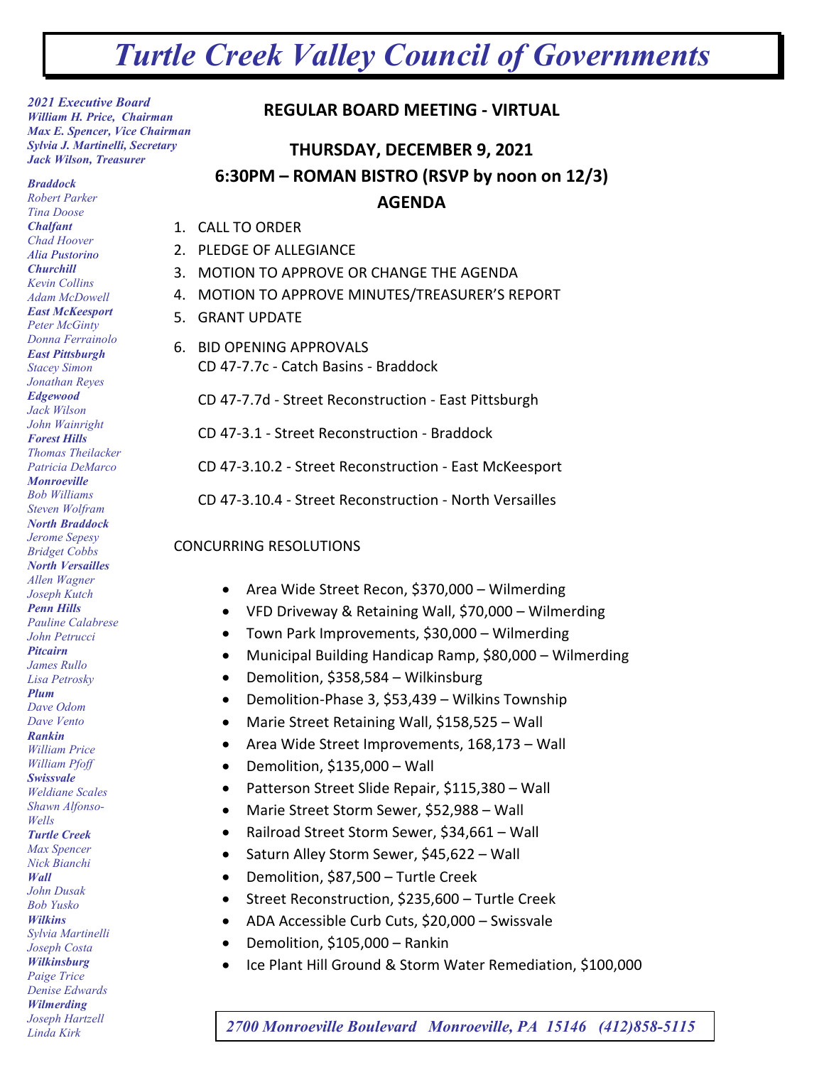# *Turtle Creek Valley Council of Governments*

***2021 Executive Board***
***William H. Price, Chairman***
***Max E. Spencer, Vice Chairman***
***Sylvia J. Martinelli, Secretary***
***Jack Wilson, Treasurer***

***Braddock***
*Robert Parker*
*Tina Doose*
***Chalfant***
*Chad Hoover*
*Alia Pustorino*
***Churchill***
*Kevin Collins*
*Adam McDowell*
***East McKeesport***
*Peter McGinty*
*Donna Ferrainolo*
***East Pittsburgh***
*Stacey Simon*
*Jonathan Reyes*
***Edgewood***
*Jack Wilson*
*John Wainright*
***Forest Hills***
*Thomas Theilacker*
*Patricia DeMarco*
***Monroeville***
*Bob Williams*
*Steven Wolfram*
***North Braddock***
*Jerome Sepesy*
*Bridget Cobbs*
***North Versailles***
*Allen Wagner*
*Joseph Kutch*
***Penn Hills***
*Pauline Calabrese*
*John Petrucci*
***Pitcairn***
*James Rullo*
*Lisa Petrosky*
***Plum***
*Dave Odom*
*Dave Vento*
***Rankin***
*William Price*
*William Pfoff*
***Swissvale***
*Weldiane Scales*
*Shawn Alfonso-Wells*
***Turtle Creek***
*Max Spencer*
*Nick Bianchi*
***Wall***
*John Dusak*
*Bob Yusko*
***Wilkins***
*Sylvia Martinelli*
*Joseph Costa*
***Wilkinsburg***
*Paige Trice*
*Denise Edwards*
***Wilmerding***
*Joseph Hartzell*
*Linda Kirk*

## REGULAR BOARD MEETING - VIRTUAL

## THURSDAY, DECEMBER 9, 2021

## 6:30PM – ROMAN BISTRO (RSVP by noon on 12/3)

## AGENDA

1. CALL TO ORDER
2. PLEDGE OF ALLEGIANCE
3. MOTION TO APPROVE OR CHANGE THE AGENDA
4. MOTION TO APPROVE MINUTES/TREASURER'S REPORT
5. GRANT UPDATE
6. BID OPENING APPROVALS
   CD 47-7.7c - Catch Basins - Braddock

   CD 47-7.7d - Street Reconstruction - East Pittsburgh

   CD 47-3.1 - Street Reconstruction - Braddock

   CD 47-3.10.2 - Street Reconstruction - East McKeesport

   CD 47-3.10.4 - Street Reconstruction - North Versailles

CONCURRING RESOLUTIONS

- Area Wide Street Recon, $370,000 – Wilmerding
- VFD Driveway & Retaining Wall, $70,000 – Wilmerding
- Town Park Improvements, $30,000 – Wilmerding
- Municipal Building Handicap Ramp, $80,000 – Wilmerding
- Demolition, $358,584 – Wilkinsburg
- Demolition-Phase 3, $53,439 – Wilkins Township
- Marie Street Retaining Wall, $158,525 – Wall
- Area Wide Street Improvements, 168,173 – Wall
- Demolition, $135,000 – Wall
- Patterson Street Slide Repair, $115,380 – Wall
- Marie Street Storm Sewer, $52,988 – Wall
- Railroad Street Storm Sewer, $34,661 – Wall
- Saturn Alley Storm Sewer, $45,622 – Wall
- Demolition, $87,500 – Turtle Creek
- Street Reconstruction, $235,600 – Turtle Creek
- ADA Accessible Curb Cuts, $20,000 – Swissvale
- Demolition, $105,000 – Rankin
- Ice Plant Hill Ground & Storm Water Remediation, $100,000

*2700 Monroeville Boulevard Monroeville, PA 15146 (412)858-5115*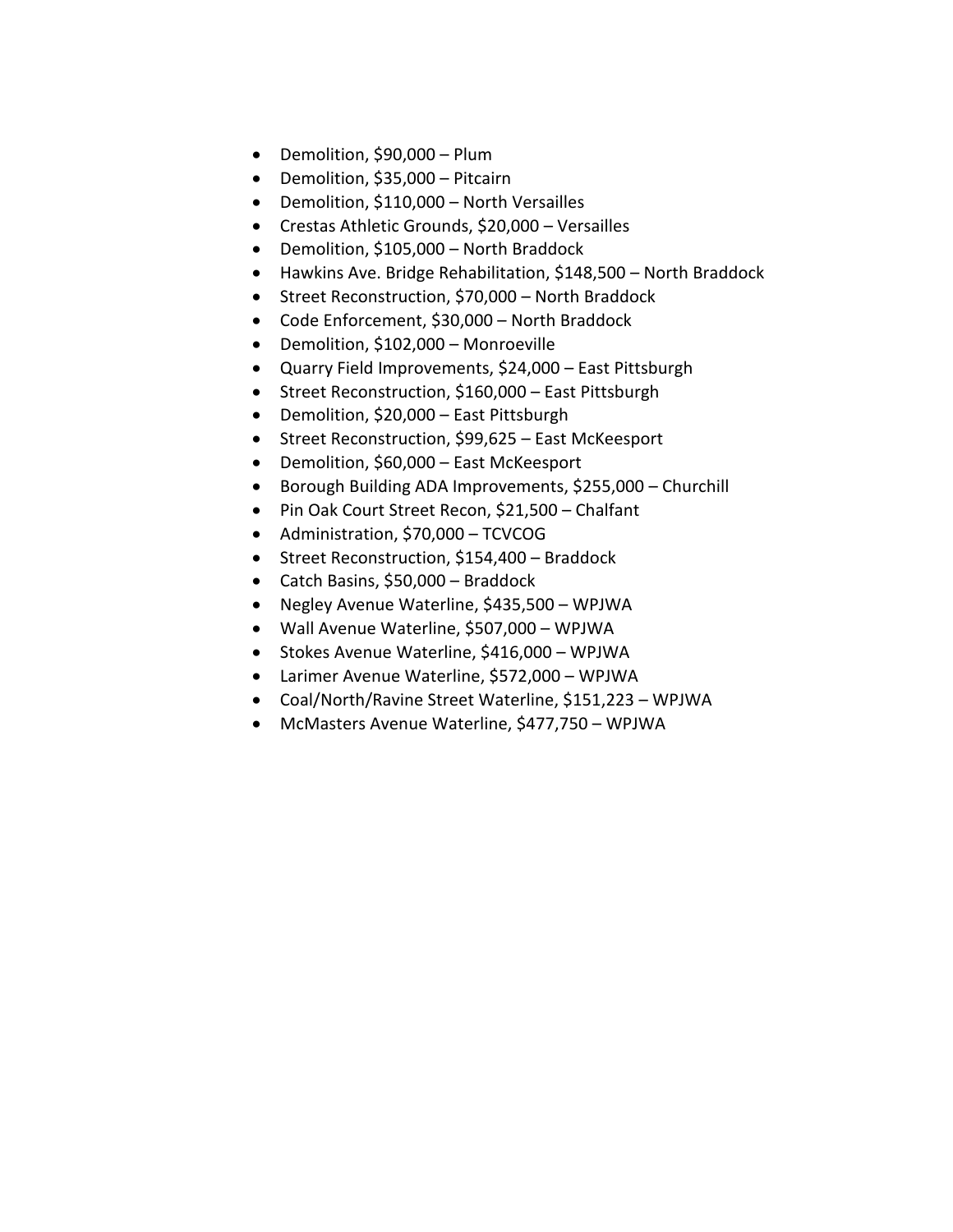- Demolition, $90,000 – Plum
- Demolition, $35,000 – Pitcairn
- Demolition, $110,000 – North Versailles
- Crestas Athletic Grounds, $20,000 – Versailles
- Demolition, $105,000 – North Braddock
- Hawkins Ave. Bridge Rehabilitation, $148,500 – North Braddock
- Street Reconstruction, $70,000 – North Braddock
- Code Enforcement, $30,000 – North Braddock
- Demolition, $102,000 – Monroeville
- Quarry Field Improvements, $24,000 – East Pittsburgh
- Street Reconstruction, $160,000 – East Pittsburgh
- Demolition, $20,000 – East Pittsburgh
- Street Reconstruction, $99,625 – East McKeesport
- Demolition, $60,000 – East McKeesport
- Borough Building ADA Improvements, $255,000 – Churchill
- Pin Oak Court Street Recon, $21,500 – Chalfant
- Administration, $70,000 – TCVCOG
- Street Reconstruction, $154,400 – Braddock
- Catch Basins, $50,000 – Braddock
- Negley Avenue Waterline, $435,500 – WPJWA
- Wall Avenue Waterline, $507,000 – WPJWA
- Stokes Avenue Waterline, $416,000 – WPJWA
- Larimer Avenue Waterline, $572,000 – WPJWA
- Coal/North/Ravine Street Waterline, $151,223 – WPJWA
- McMasters Avenue Waterline, $477,750 – WPJWA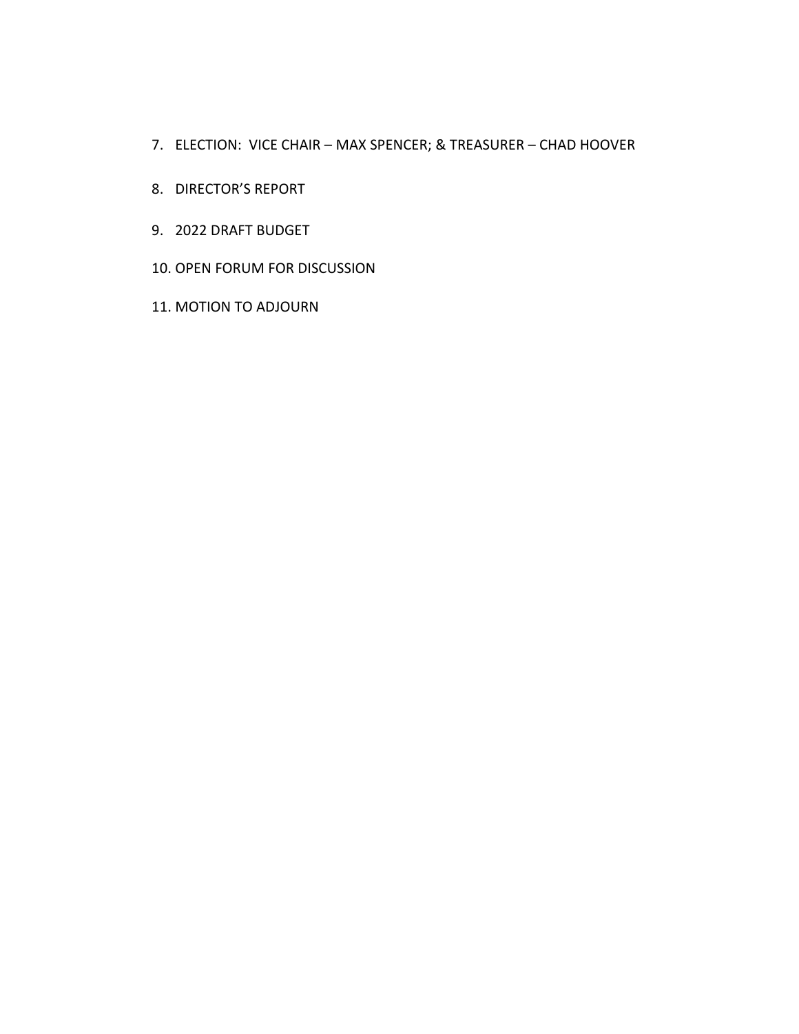7. ELECTION: VICE CHAIR – MAX SPENCER; & TREASURER – CHAD HOOVER
8. DIRECTOR'S REPORT
9. 2022 DRAFT BUDGET
10. OPEN FORUM FOR DISCUSSION
11. MOTION TO ADJOURN